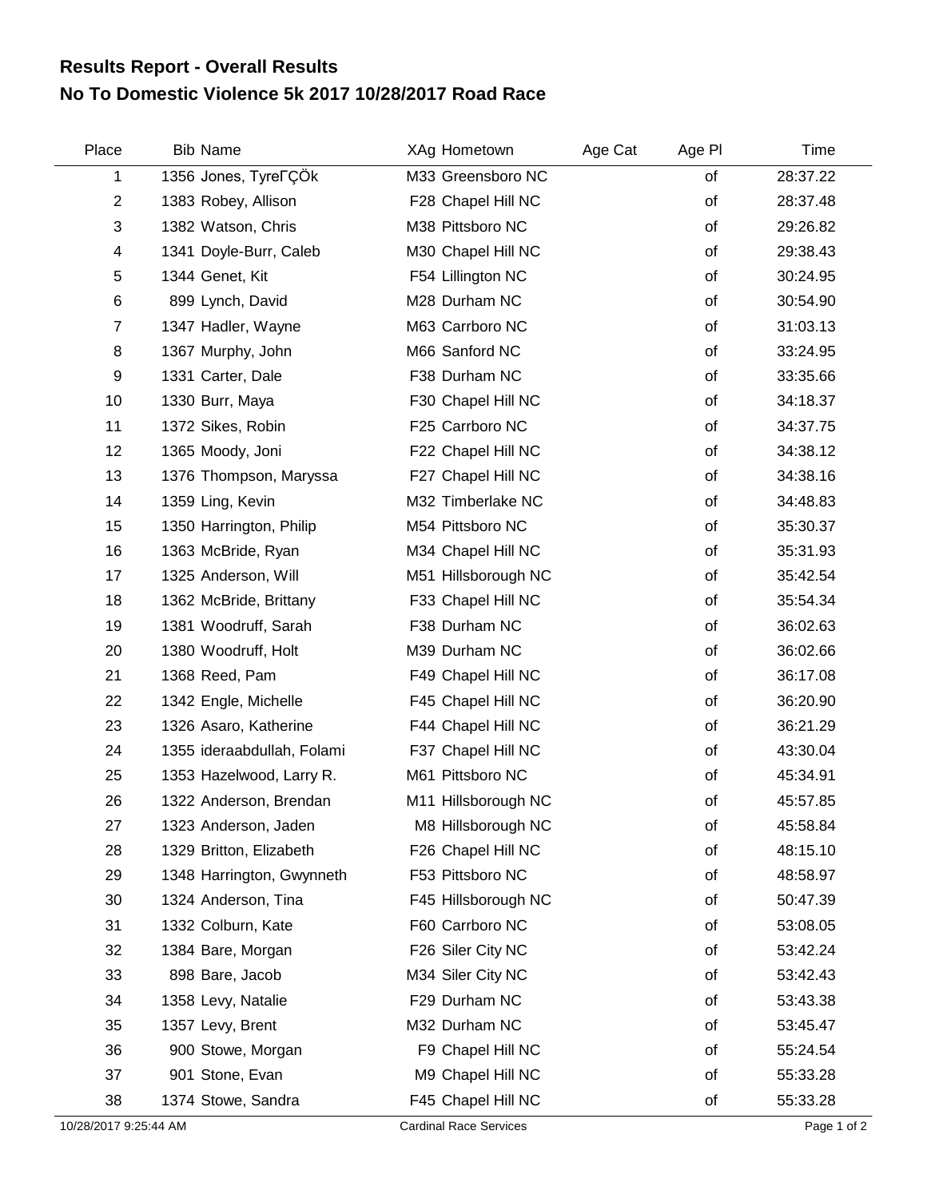# Results Report - Overall Results

## No To Domestic Violence 5k 2017 10/28/2017 Road Race

| Place | Bib | Name | XAg | Hometown | Age Cat | Age Pl | Time |
|---|---|---|---|---|---|---|---|
| 1 | 1356 | Jones, TyreΓÇÖk | M33 | Greensboro NC | | of | 28:37.22 |
| 2 | 1383 | Robey, Allison | F28 | Chapel Hill NC | | of | 28:37.48 |
| 3 | 1382 | Watson, Chris | M38 | Pittsboro NC | | of | 29:26.82 |
| 4 | 1341 | Doyle-Burr, Caleb | M30 | Chapel Hill NC | | of | 29:38.43 |
| 5 | 1344 | Genet, Kit | F54 | Lillington NC | | of | 30:24.95 |
| 6 | 899 | Lynch, David | M28 | Durham NC | | of | 30:54.90 |
| 7 | 1347 | Hadler, Wayne | M63 | Carrboro NC | | of | 31:03.13 |
| 8 | 1367 | Murphy, John | M66 | Sanford NC | | of | 33:24.95 |
| 9 | 1331 | Carter, Dale | F38 | Durham NC | | of | 33:35.66 |
| 10 | 1330 | Burr, Maya | F30 | Chapel Hill NC | | of | 34:18.37 |
| 11 | 1372 | Sikes, Robin | F25 | Carrboro NC | | of | 34:37.75 |
| 12 | 1365 | Moody, Joni | F22 | Chapel Hill NC | | of | 34:38.12 |
| 13 | 1376 | Thompson, Maryssa | F27 | Chapel Hill NC | | of | 34:38.16 |
| 14 | 1359 | Ling, Kevin | M32 | Timberlake NC | | of | 34:48.83 |
| 15 | 1350 | Harrington, Philip | M54 | Pittsboro NC | | of | 35:30.37 |
| 16 | 1363 | McBride, Ryan | M34 | Chapel Hill NC | | of | 35:31.93 |
| 17 | 1325 | Anderson, Will | M51 | Hillsborough NC | | of | 35:42.54 |
| 18 | 1362 | McBride, Brittany | F33 | Chapel Hill NC | | of | 35:54.34 |
| 19 | 1381 | Woodruff, Sarah | F38 | Durham NC | | of | 36:02.63 |
| 20 | 1380 | Woodruff, Holt | M39 | Durham NC | | of | 36:02.66 |
| 21 | 1368 | Reed, Pam | F49 | Chapel Hill NC | | of | 36:17.08 |
| 22 | 1342 | Engle, Michelle | F45 | Chapel Hill NC | | of | 36:20.90 |
| 23 | 1326 | Asaro, Katherine | F44 | Chapel Hill NC | | of | 36:21.29 |
| 24 | 1355 | ideraabdullah, Folami | F37 | Chapel Hill NC | | of | 43:30.04 |
| 25 | 1353 | Hazelwood, Larry R. | M61 | Pittsboro NC | | of | 45:34.91 |
| 26 | 1322 | Anderson, Brendan | M11 | Hillsborough NC | | of | 45:57.85 |
| 27 | 1323 | Anderson, Jaden | M8 | Hillsborough NC | | of | 45:58.84 |
| 28 | 1329 | Britton, Elizabeth | F26 | Chapel Hill NC | | of | 48:15.10 |
| 29 | 1348 | Harrington, Gwynneth | F53 | Pittsboro NC | | of | 48:58.97 |
| 30 | 1324 | Anderson, Tina | F45 | Hillsborough NC | | of | 50:47.39 |
| 31 | 1332 | Colburn, Kate | F60 | Carrboro NC | | of | 53:08.05 |
| 32 | 1384 | Bare, Morgan | F26 | Siler City NC | | of | 53:42.24 |
| 33 | 898 | Bare, Jacob | M34 | Siler City NC | | of | 53:42.43 |
| 34 | 1358 | Levy, Natalie | F29 | Durham NC | | of | 53:43.38 |
| 35 | 1357 | Levy, Brent | M32 | Durham NC | | of | 53:45.47 |
| 36 | 900 | Stowe, Morgan | F9 | Chapel Hill NC | | of | 55:24.54 |
| 37 | 901 | Stone, Evan | M9 | Chapel Hill NC | | of | 55:33.28 |
| 38 | 1374 | Stowe, Sandra | F45 | Chapel Hill NC | | of | 55:33.28 |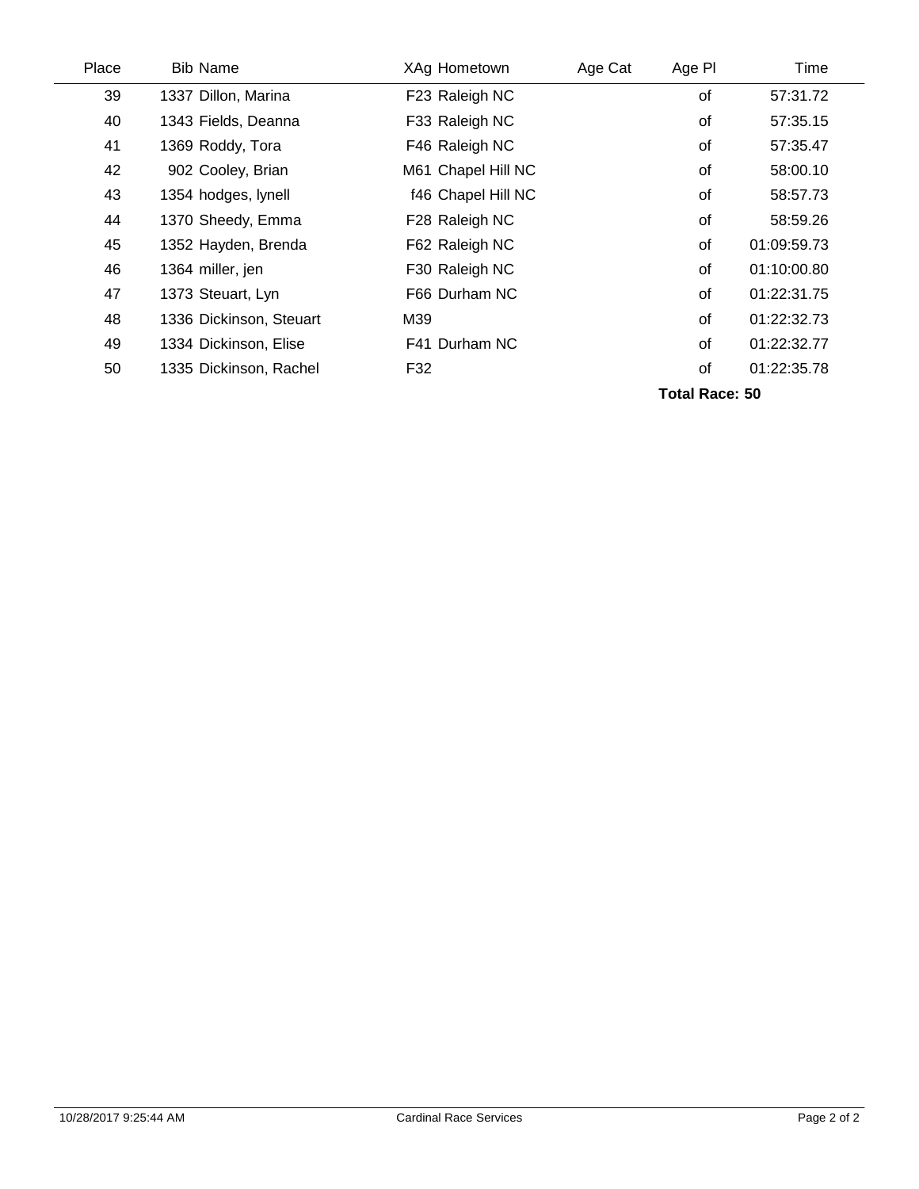| Place | Bib | Name | XAg | Hometown | Age Cat | Age Pl | Time |
|---|---|---|---|---|---|---|---|
| 39 | 1337 | Dillon, Marina | F23 | Raleigh NC | | of | 57:31.72 |
| 40 | 1343 | Fields, Deanna | F33 | Raleigh NC | | of | 57:35.15 |
| 41 | 1369 | Roddy, Tora | F46 | Raleigh NC | | of | 57:35.47 |
| 42 | 902 | Cooley, Brian | M61 | Chapel Hill NC | | of | 58:00.10 |
| 43 | 1354 | hodges, lynell | f46 | Chapel Hill NC | | of | 58:57.73 |
| 44 | 1370 | Sheedy, Emma | F28 | Raleigh NC | | of | 58:59.26 |
| 45 | 1352 | Hayden, Brenda | F62 | Raleigh NC | | of | 01:09:59.73 |
| 46 | 1364 | miller, jen | F30 | Raleigh NC | | of | 01:10:00.80 |
| 47 | 1373 | Steuart, Lyn | F66 | Durham NC | | of | 01:22:31.75 |
| 48 | 1336 | Dickinson, Steuart | M39 | | | of | 01:22:32.73 |
| 49 | 1334 | Dickinson, Elise | F41 | Durham NC | | of | 01:22:32.77 |
| 50 | 1335 | Dickinson, Rachel | F32 | | | of | 01:22:35.78 |

**Total Race: 50**

10/28/2017 9:25:44 AM

Cardinal Race Services